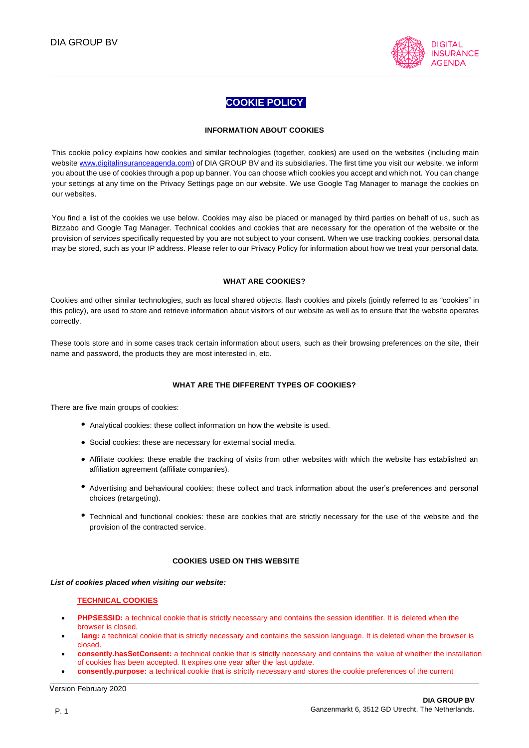# COOKIE POLICY

## INFORMATION ABOUT COOKIES

This cookie policy explains how cookies and similar technologies (together, cookies) are used on the websites (including main website www.digitalinsuranceagenda.com) of DIA GROUP BV and its subsidiaries. The first time you visit our website, we inform you about the use of cookies through a pop up banner. You can choose which cookies you accept and which not. You can change your settings at any time on the Privacy Settings page on our website. We use Google Tag Manager to manage the cookies on our websites.

You find a list of the cookies we use below. Cookies may also be placed or managed by third parties on behalf of us, such as Bizzabo and Google Tag Manager. Technical cookies and cookies that are necessary for the operation of the website or the provision of services specifically requested by you are not subject to your consent. When we use tracking cookies, personal data may be stored, such as your IP address. Please refer to our Privacy Policy for information about how we treat your personal data.

## WHAT ARE COOKIES?

Cookies and other similar technologies, such as local shared objects, flash cookies and pixels (jointly referred to as "cookies" in this policy), are used to store and retrieve information about visitors of our website as well as to ensure that the website operates correctly.

These tools store and in some cases track certain information about users, such as their browsing preferences on the site, their name and password, the products they are most interested in, etc.

## WHAT ARE THE DIFFERENT TYPES OF COOKIES?

There are five main groups of cookies:

- Analytical cookies: these collect information on how the website is used.
- Social cookies: these are necessary for external social media.
- Affiliate cookies: these enable the tracking of visits from other websites with which the website has established an affiliation agreement (affiliate companies).
- Advertising and behavioural cookies: these collect and track information about the user's preferences and personal choices (retargeting).
- Technical and functional cookies: these are cookies that are strictly necessary for the use of the website and the provision of the contracted service.

## COOKIES USED ON THIS WEBSITE

***List of cookies placed when visiting our website:***

**TECHNICAL COOKIES**

- **PHPSESSID:** a technical cookie that is strictly necessary and contains the session identifier. It is deleted when the browser is closed.
- **_lang:** a technical cookie that is strictly necessary and contains the session language. It is deleted when the browser is closed.
- **consently.hasSetConsent:** a technical cookie that is strictly necessary and contains the value of whether the installation of cookies has been accepted. It expires one year after the last update.
- **consently.purpose:** a technical cookie that is strictly necessary and stores the cookie preferences of the current

Version February 2020

**DIA GROUP BV**
Ganzenmarkt 6, 3512 GD Utrecht, The Netherlands.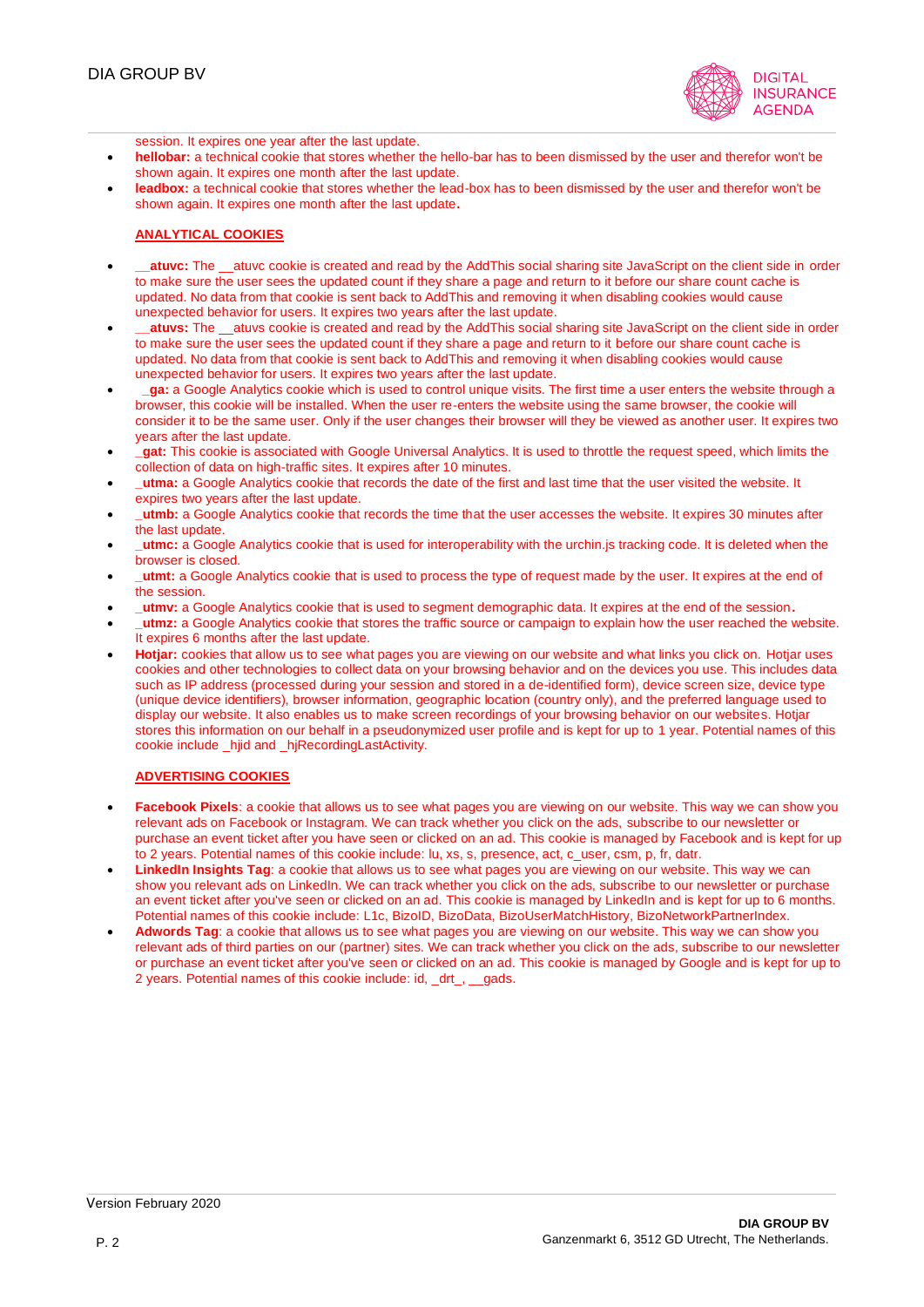session. It expires one year after the last update.

- **hellobar:** a technical cookie that stores whether the hello-bar has to been dismissed by the user and therefor won't be shown again. It expires one month after the last update.
- **leadbox:** a technical cookie that stores whether the lead-box has to been dismissed by the user and therefor won't be shown again. It expires one month after the last update.

## ANALYTICAL COOKIES

- **__atuvc:** The __atuvc cookie is created and read by the AddThis social sharing site JavaScript on the client side in order to make sure the user sees the updated count if they share a page and return to it before our share count cache is updated. No data from that cookie is sent back to AddThis and removing it when disabling cookies would cause unexpected behavior for users. It expires two years after the last update.
- **__atuvs:** The __atuvs cookie is created and read by the AddThis social sharing site JavaScript on the client side in order to make sure the user sees the updated count if they share a page and return to it before our share count cache is updated. No data from that cookie is sent back to AddThis and removing it when disabling cookies would cause unexpected behavior for users. It expires two years after the last update.
- **_ga:** a Google Analytics cookie which is used to control unique visits. The first time a user enters the website through a browser, this cookie will be installed. When the user re-enters the website using the same browser, the cookie will consider it to be the same user. Only if the user changes their browser will they be viewed as another user. It expires two years after the last update.
- **_gat:** This cookie is associated with Google Universal Analytics. It is used to throttle the request speed, which limits the collection of data on high-traffic sites. It expires after 10 minutes.
- **_utma:** a Google Analytics cookie that records the date of the first and last time that the user visited the website. It expires two years after the last update.
- **_utmb:** a Google Analytics cookie that records the time that the user accesses the website. It expires 30 minutes after the last update.
- **_utmc:** a Google Analytics cookie that is used for interoperability with the urchin.js tracking code. It is deleted when the browser is closed.
- **_utmt:** a Google Analytics cookie that is used to process the type of request made by the user. It expires at the end of the session.
- **_utmv:** a Google Analytics cookie that is used to segment demographic data. It expires at the end of the session.
- **_utmz:** a Google Analytics cookie that stores the traffic source or campaign to explain how the user reached the website. It expires 6 months after the last update.
- **Hotjar:** cookies that allow us to see what pages you are viewing on our website and what links you click on. Hotjar uses cookies and other technologies to collect data on your browsing behavior and on the devices you use. This includes data such as IP address (processed during your session and stored in a de-identified form), device screen size, device type (unique device identifiers), browser information, geographic location (country only), and the preferred language used to display our website. It also enables us to make screen recordings of your browsing behavior on our websites. Hotjar stores this information on our behalf in a pseudonymized user profile and is kept for up to 1 year. Potential names of this cookie include _hjid and _hjRecordingLastActivity.

## ADVERTISING COOKIES

- **Facebook Pixels**: a cookie that allows us to see what pages you are viewing on our website. This way we can show you relevant ads on Facebook or Instagram. We can track whether you click on the ads, subscribe to our newsletter or purchase an event ticket after you have seen or clicked on an ad. This cookie is managed by Facebook and is kept for up to 2 years. Potential names of this cookie include: lu, xs, s, presence, act, c_user, csm, p, fr, datr.
- **LinkedIn Insights Tag**: a cookie that allows us to see what pages you are viewing on our website. This way we can show you relevant ads on LinkedIn. We can track whether you click on the ads, subscribe to our newsletter or purchase an event ticket after you've seen or clicked on an ad. This cookie is managed by LinkedIn and is kept for up to 6 months. Potential names of this cookie include: L1c, BizoID, BizoData, BizoUserMatchHistory, BizoNetworkPartnerIndex.
- **Adwords Tag**: a cookie that allows us to see what pages you are viewing on our website. This way we can show you relevant ads of third parties on our (partner) sites. We can track whether you click on the ads, subscribe to our newsletter or purchase an event ticket after you've seen or clicked on an ad. This cookie is managed by Google and is kept for up to 2 years. Potential names of this cookie include: id, _drt_, __gads.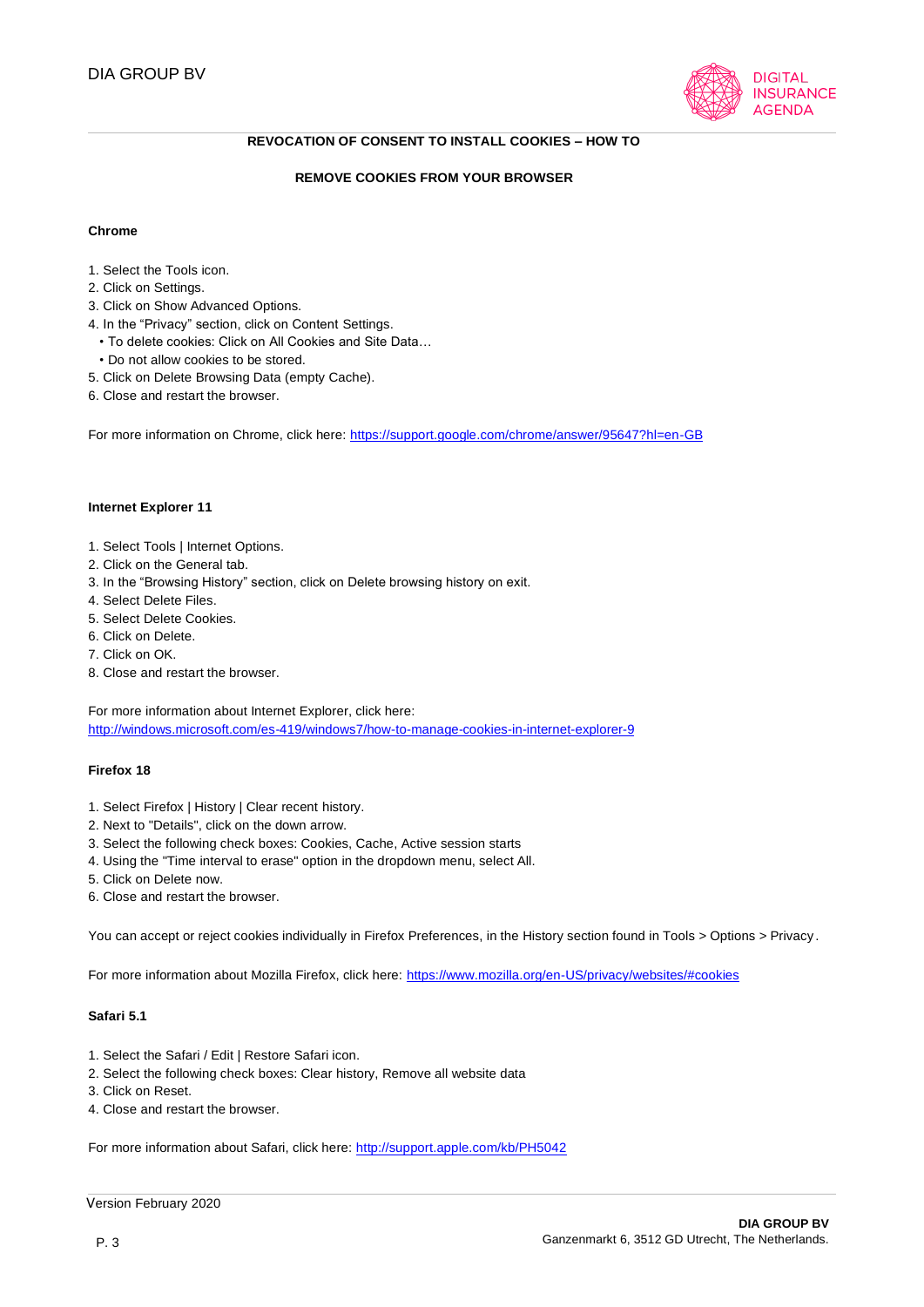## REVOCATION OF CONSENT TO INSTALL COOKIES – HOW TO

## REMOVE COOKIES FROM YOUR BROWSER

### Chrome

1. Select the Tools icon.
2. Click on Settings.
3. Click on Show Advanced Options.
4. In the "Privacy" section, click on Content Settings.
   - To delete cookies: Click on All Cookies and Site Data…
   - Do not allow cookies to be stored.
5. Click on Delete Browsing Data (empty Cache).
6. Close and restart the browser.

For more information on Chrome, click here: https://support.google.com/chrome/answer/95647?hl=en-GB

### Internet Explorer 11

1. Select Tools | Internet Options.
2. Click on the General tab.
3. In the "Browsing History" section, click on Delete browsing history on exit.
4. Select Delete Files.
5. Select Delete Cookies.
6. Click on Delete.
7. Click on OK.
8. Close and restart the browser.

For more information about Internet Explorer, click here:
http://windows.microsoft.com/es-419/windows7/how-to-manage-cookies-in-internet-explorer-9

### Firefox 18

1. Select Firefox | History | Clear recent history.
2. Next to "Details", click on the down arrow.
3. Select the following check boxes: Cookies, Cache, Active session starts
4. Using the "Time interval to erase" option in the dropdown menu, select All.
5. Click on Delete now.
6. Close and restart the browser.

You can accept or reject cookies individually in Firefox Preferences, in the History section found in Tools > Options > Privacy.

For more information about Mozilla Firefox, click here: https://www.mozilla.org/en-US/privacy/websites/#cookies

### Safari 5.1

1. Select the Safari / Edit | Restore Safari icon.
2. Select the following check boxes: Clear history, Remove all website data
3. Click on Reset.
4. Close and restart the browser.

For more information about Safari, click here: http://support.apple.com/kb/PH5042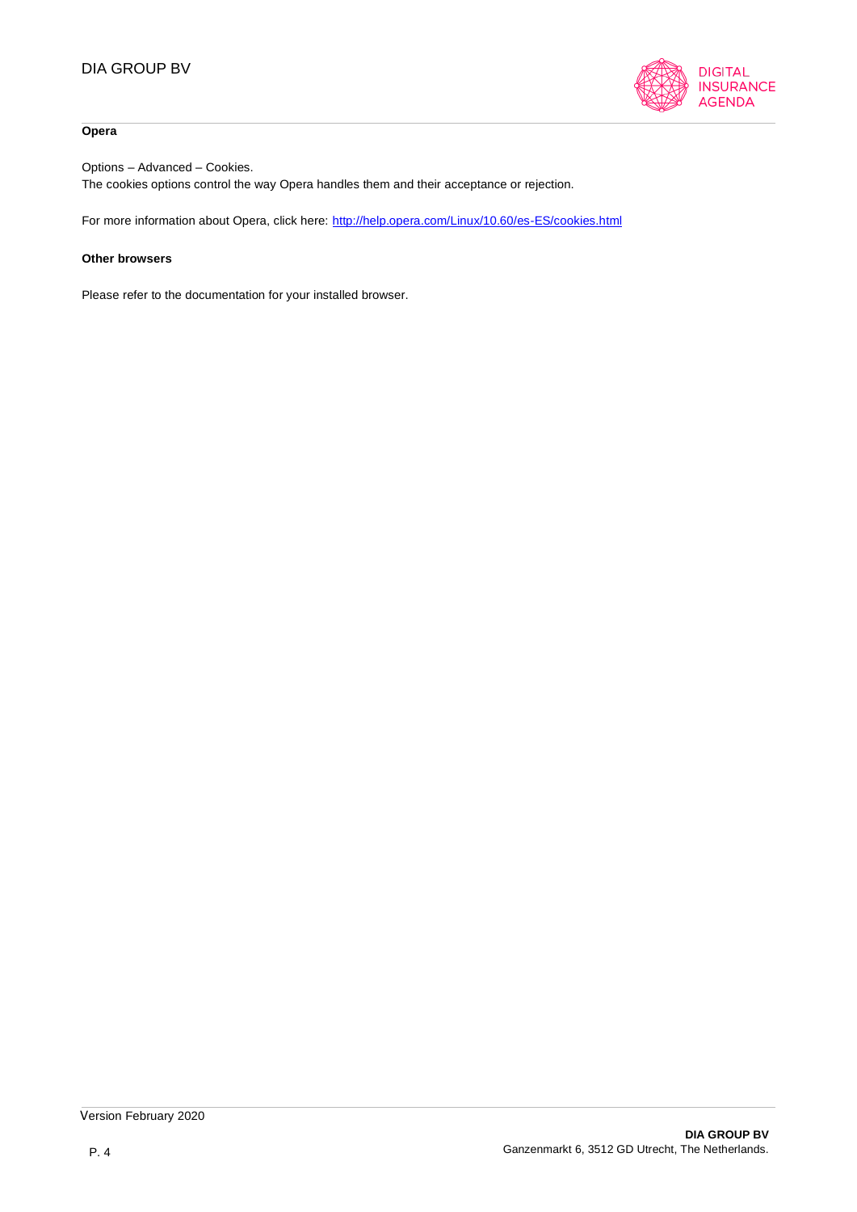**Opera**

Options – Advanced – Cookies.
The cookies options control the way Opera handles them and their acceptance or rejection.

For more information about Opera, click here: http://help.opera.com/Linux/10.60/es-ES/cookies.html

**Other browsers**

Please refer to the documentation for your installed browser.